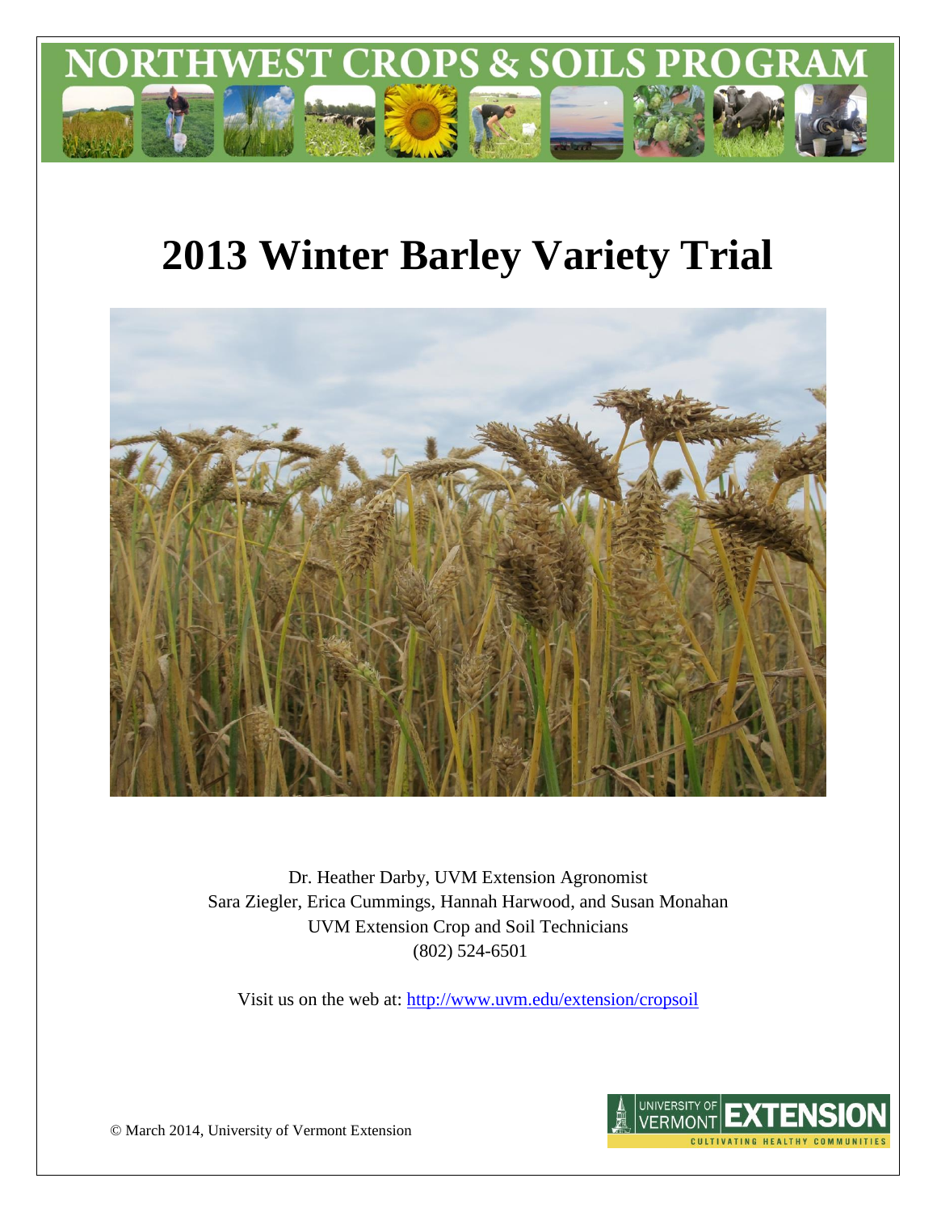# NORTHWEST CROPS & SOILS PROGRAM

# 2013 Winter Barley Variety Trial

Dr. Heather Darby, UVM Extension Agronomist
Sara Ziegler, Erica Cummings, Hannah Harwood, and Susan Monahan
UVM Extension Crop and Soil Technicians
(802) 524-6501

Visit us on the web at: http://www.uvm.edu/extension/cropsoil

© March 2014, University of Vermont Extension

UNIVERSITY OF VERMONT EXTENSION
CULTIVATING HEALTHY COMMUNITIES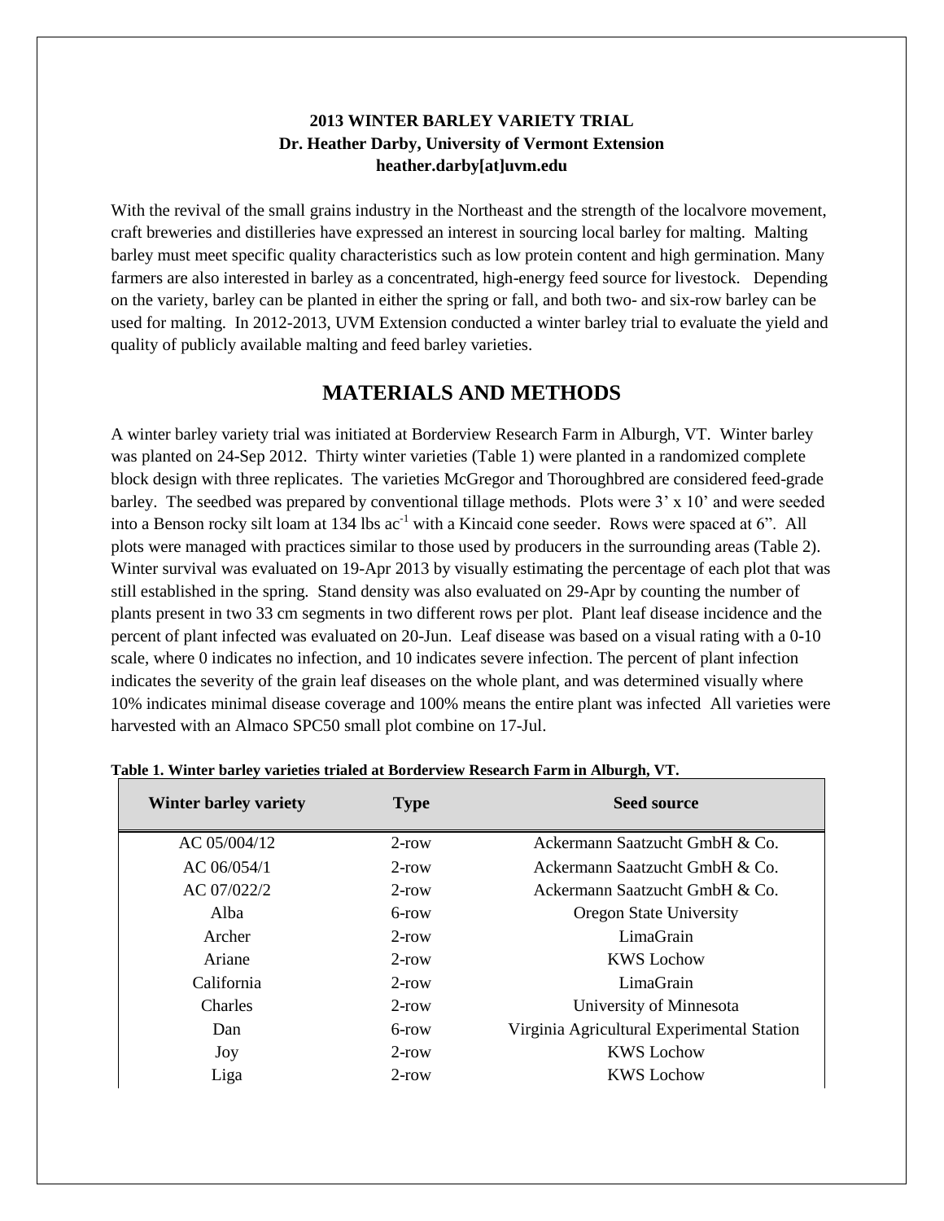**2013 WINTER BARLEY VARIETY TRIAL**
**Dr. Heather Darby, University of Vermont Extension**
**heather.darby[at]uvm.edu**

With the revival of the small grains industry in the Northeast and the strength of the localvore movement, craft breweries and distilleries have expressed an interest in sourcing local barley for malting. Malting barley must meet specific quality characteristics such as low protein content and high germination. Many farmers are also interested in barley as a concentrated, high-energy feed source for livestock. Depending on the variety, barley can be planted in either the spring or fall, and both two- and six-row barley can be used for malting. In 2012-2013, UVM Extension conducted a winter barley trial to evaluate the yield and quality of publicly available malting and feed barley varieties.

# MATERIALS AND METHODS

A winter barley variety trial was initiated at Borderview Research Farm in Alburgh, VT. Winter barley was planted on 24-Sep 2012. Thirty winter varieties (Table 1) were planted in a randomized complete block design with three replicates. The varieties McGregor and Thoroughbred are considered feed-grade barley. The seedbed was prepared by conventional tillage methods. Plots were 3' x 10' and were seeded into a Benson rocky silt loam at 134 lbs ac$^{-1}$ with a Kincaid cone seeder. Rows were spaced at 6". All plots were managed with practices similar to those used by producers in the surrounding areas (Table 2). Winter survival was evaluated on 19-Apr 2013 by visually estimating the percentage of each plot that was still established in the spring. Stand density was also evaluated on 29-Apr by counting the number of plants present in two 33 cm segments in two different rows per plot. Plant leaf disease incidence and the percent of plant infected was evaluated on 20-Jun. Leaf disease was based on a visual rating with a 0-10 scale, where 0 indicates no infection, and 10 indicates severe infection. The percent of plant infection indicates the severity of the grain leaf diseases on the whole plant, and was determined visually where 10% indicates minimal disease coverage and 100% means the entire plant was infected All varieties were harvested with an Almaco SPC50 small plot combine on 17-Jul.

**Table 1. Winter barley varieties trialed at Borderview Research Farm in Alburgh, VT.**

| Winter barley variety | Type | Seed source |
|---|---|---|
| AC 05/004/12 | 2-row | Ackermann Saatzucht GmbH & Co. |
| AC 06/054/1 | 2-row | Ackermann Saatzucht GmbH & Co. |
| AC 07/022/2 | 2-row | Ackermann Saatzucht GmbH & Co. |
| Alba | 6-row | Oregon State University |
| Archer | 2-row | LimaGrain |
| Ariane | 2-row | KWS Lochow |
| California | 2-row | LimaGrain |
| Charles | 2-row | University of Minnesota |
| Dan | 6-row | Virginia Agricultural Experimental Station |
| Joy | 2-row | KWS Lochow |
| Liga | 2-row | KWS Lochow |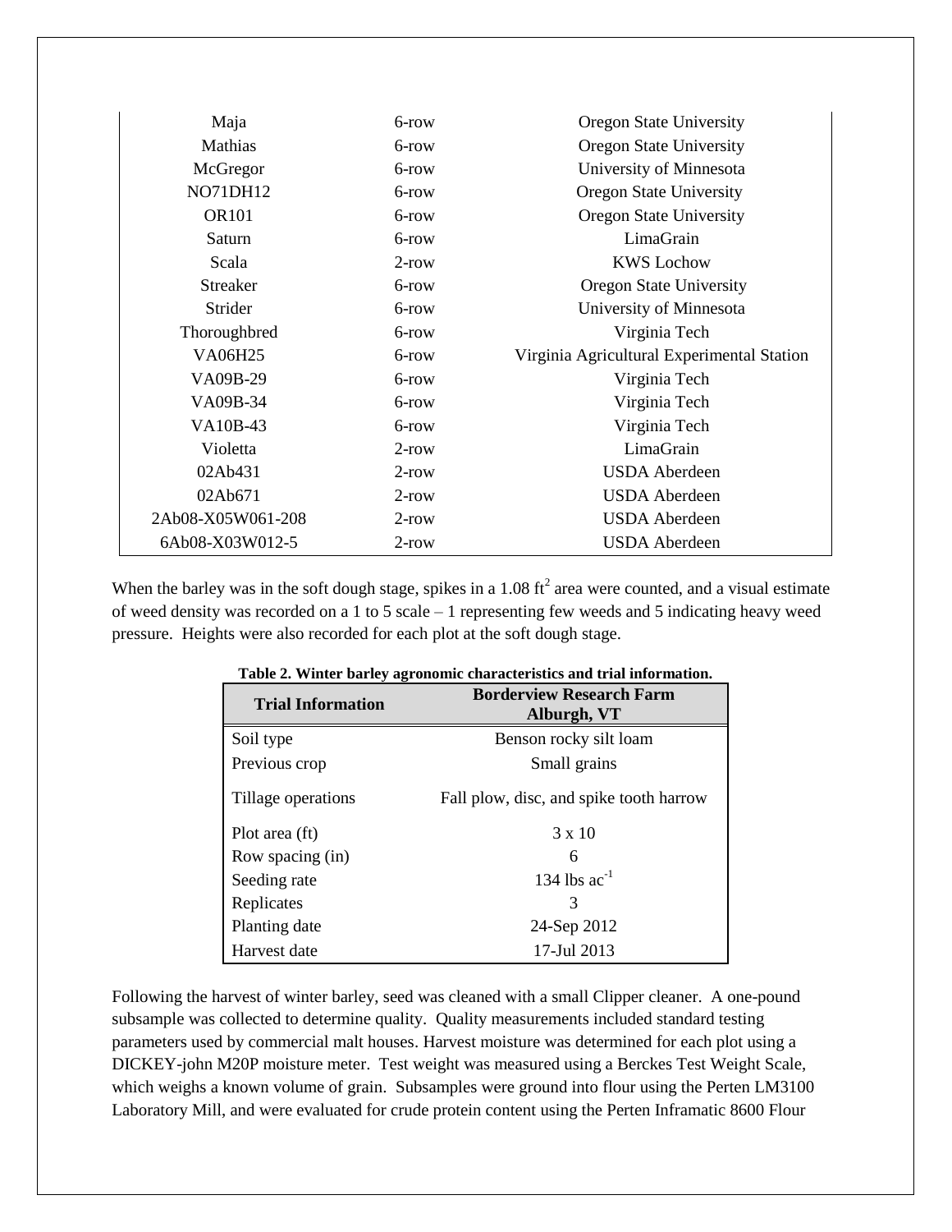| | | |
|---|---|---|
| Maja | 6-row | Oregon State University |
| Mathias | 6-row | Oregon State University |
| McGregor | 6-row | University of Minnesota |
| NO71DH12 | 6-row | Oregon State University |
| OR101 | 6-row | Oregon State University |
| Saturn | 6-row | LimaGrain |
| Scala | 2-row | KWS Lochow |
| Streaker | 6-row | Oregon State University |
| Strider | 6-row | University of Minnesota |
| Thoroughbred | 6-row | Virginia Tech |
| VA06H25 | 6-row | Virginia Agricultural Experimental Station |
| VA09B-29 | 6-row | Virginia Tech |
| VA09B-34 | 6-row | Virginia Tech |
| VA10B-43 | 6-row | Virginia Tech |
| Violetta | 2-row | LimaGrain |
| 02Ab431 | 2-row | USDA Aberdeen |
| 02Ab671 | 2-row | USDA Aberdeen |
| 2Ab08-X05W061-208 | 2-row | USDA Aberdeen |
| 6Ab08-X03W012-5 | 2-row | USDA Aberdeen |

When the barley was in the soft dough stage, spikes in a 1.08 $ft^2$ area were counted, and a visual estimate of weed density was recorded on a 1 to 5 scale – 1 representing few weeds and 5 indicating heavy weed pressure. Heights were also recorded for each plot at the soft dough stage.

**Table 2. Winter barley agronomic characteristics and trial information.**

| Trial Information | Borderview Research Farm Alburgh, VT |
|---|---|
| Soil type | Benson rocky silt loam |
| Previous crop | Small grains |
| Tillage operations | Fall plow, disc, and spike tooth harrow |
| Plot area (ft) | 3 x 10 |
| Row spacing (in) | 6 |
| Seeding rate | 134 lbs $ac^{-1}$ |
| Replicates | 3 |
| Planting date | 24-Sep 2012 |
| Harvest date | 17-Jul 2013 |

Following the harvest of winter barley, seed was cleaned with a small Clipper cleaner. A one-pound subsample was collected to determine quality. Quality measurements included standard testing parameters used by commercial malt houses. Harvest moisture was determined for each plot using a DICKEY-john M20P moisture meter. Test weight was measured using a Berckes Test Weight Scale, which weighs a known volume of grain. Subsamples were ground into flour using the Perten LM3100 Laboratory Mill, and were evaluated for crude protein content using the Perten Inframatic 8600 Flour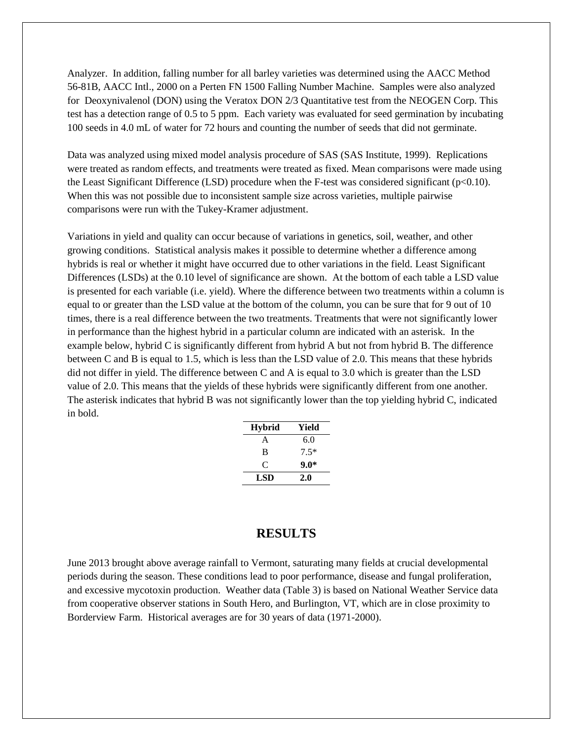Analyzer. In addition, falling number for all barley varieties was determined using the AACC Method 56-81B, AACC Intl., 2000 on a Perten FN 1500 Falling Number Machine. Samples were also analyzed for Deoxynivalenol (DON) using the Veratox DON 2/3 Quantitative test from the NEOGEN Corp. This test has a detection range of 0.5 to 5 ppm. Each variety was evaluated for seed germination by incubating 100 seeds in 4.0 mL of water for 72 hours and counting the number of seeds that did not germinate.

Data was analyzed using mixed model analysis procedure of SAS (SAS Institute, 1999). Replications were treated as random effects, and treatments were treated as fixed. Mean comparisons were made using the Least Significant Difference (LSD) procedure when the F-test was considered significant ($p<0.10$). When this was not possible due to inconsistent sample size across varieties, multiple pairwise comparisons were run with the Tukey-Kramer adjustment.

Variations in yield and quality can occur because of variations in genetics, soil, weather, and other growing conditions. Statistical analysis makes it possible to determine whether a difference among hybrids is real or whether it might have occurred due to other variations in the field. Least Significant Differences (LSDs) at the 0.10 level of significance are shown. At the bottom of each table a LSD value is presented for each variable (i.e. yield). Where the difference between two treatments within a column is equal to or greater than the LSD value at the bottom of the column, you can be sure that for 9 out of 10 times, there is a real difference between the two treatments. Treatments that were not significantly lower in performance than the highest hybrid in a particular column are indicated with an asterisk. In the example below, hybrid C is significantly different from hybrid A but not from hybrid B. The difference between C and B is equal to 1.5, which is less than the LSD value of 2.0. This means that these hybrids did not differ in yield. The difference between C and A is equal to 3.0 which is greater than the LSD value of 2.0. This means that the yields of these hybrids were significantly different from one another. The asterisk indicates that hybrid B was not significantly lower than the top yielding hybrid C, indicated in bold.

| Hybrid | Yield |
|---|---|
| A | 6.0 |
| B | 7.5* |
| C | **9.0*** |
| **LSD** | **2.0** |

## RESULTS

June 2013 brought above average rainfall to Vermont, saturating many fields at crucial developmental periods during the season. These conditions lead to poor performance, disease and fungal proliferation, and excessive mycotoxin production. Weather data (Table 3) is based on National Weather Service data from cooperative observer stations in South Hero, and Burlington, VT, which are in close proximity to Borderview Farm. Historical averages are for 30 years of data (1971-2000).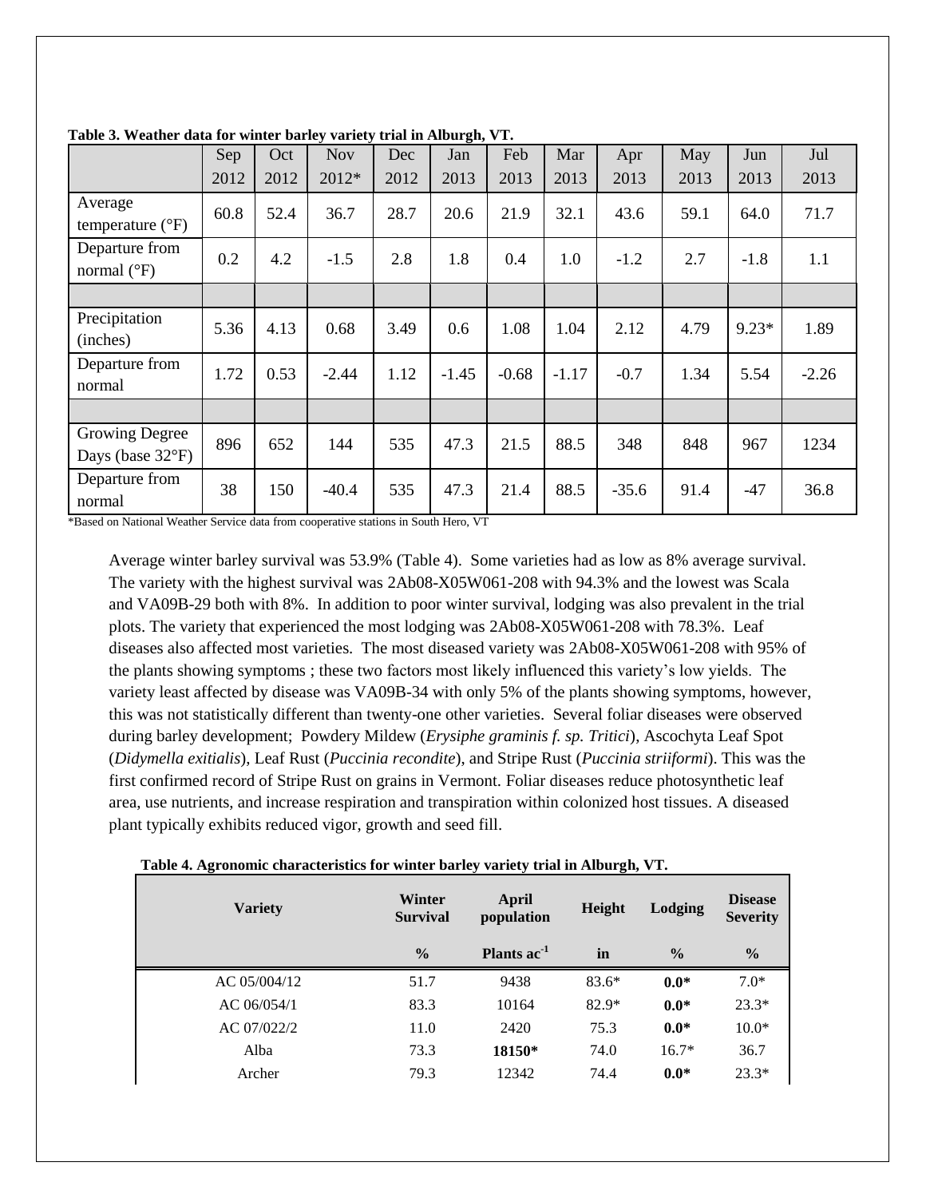**Table 3. Weather data for winter barley variety trial in Alburgh, VT.**

| | Sep 2012 | Oct 2012 | Nov 2012* | Dec 2012 | Jan 2013 | Feb 2013 | Mar 2013 | Apr 2013 | May 2013 | Jun 2013 | Jul 2013 |
|---|---|---|---|---|---|---|---|---|---|---|---|
| Average temperature (°F) | 60.8 | 52.4 | 36.7 | 28.7 | 20.6 | 21.9 | 32.1 | 43.6 | 59.1 | 64.0 | 71.7 |
| Departure from normal (°F) | 0.2 | 4.2 | -1.5 | 2.8 | 1.8 | 0.4 | 1.0 | -1.2 | 2.7 | -1.8 | 1.1 |
| | | | | | | | | | | | |
| Precipitation (inches) | 5.36 | 4.13 | 0.68 | 3.49 | 0.6 | 1.08 | 1.04 | 2.12 | 4.79 | 9.23* | 1.89 |
| Departure from normal | 1.72 | 0.53 | -2.44 | 1.12 | -1.45 | -0.68 | -1.17 | -0.7 | 1.34 | 5.54 | -2.26 |
| | | | | | | | | | | | |
| Growing Degree Days (base 32°F) | 896 | 652 | 144 | 535 | 47.3 | 21.5 | 88.5 | 348 | 848 | 967 | 1234 |
| Departure from normal | 38 | 150 | -40.4 | 535 | 47.3 | 21.4 | 88.5 | -35.6 | 91.4 | -47 | 36.8 |

*Based on National Weather Service data from cooperative stations in South Hero, VT

Average winter barley survival was 53.9% (Table 4). Some varieties had as low as 8% average survival. The variety with the highest survival was 2Ab08-X05W061-208 with 94.3% and the lowest was Scala and VA09B-29 both with 8%. In addition to poor winter survival, lodging was also prevalent in the trial plots. The variety that experienced the most lodging was 2Ab08-X05W061-208 with 78.3%. Leaf diseases also affected most varieties. The most diseased variety was 2Ab08-X05W061-208 with 95% of the plants showing symptoms ; these two factors most likely influenced this variety's low yields. The variety least affected by disease was VA09B-34 with only 5% of the plants showing symptoms, however, this was not statistically different than twenty-one other varieties. Several foliar diseases were observed during barley development; Powdery Mildew (*Erysiphe graminis f. sp. Tritici*), Ascochyta Leaf Spot (*Didymella exitialis*), Leaf Rust (*Puccinia recondite*), and Stripe Rust (*Puccinia striiformi*). This was the first confirmed record of Stripe Rust on grains in Vermont. Foliar diseases reduce photosynthetic leaf area, use nutrients, and increase respiration and transpiration within colonized host tissues. A diseased plant typically exhibits reduced vigor, growth and seed fill.

**Table 4. Agronomic characteristics for winter barley variety trial in Alburgh, VT.**

| Variety | Winter Survival | April population | Height | Lodging | Disease Severity |
|---|---|---|---|---|---|
| | % | Plants $ac^{-1}$ | in | % | % |
| AC 05/004/12 | 51.7 | 9438 | 83.6* | **0.0*** | 7.0* |
| AC 06/054/1 | 83.3 | 10164 | 82.9* | **0.0*** | 23.3* |
| AC 07/022/2 | 11.0 | 2420 | 75.3 | **0.0*** | 10.0* |
| Alba | 73.3 | **18150*** | 74.0 | 16.7* | 36.7 |
| Archer | 79.3 | 12342 | 74.4 | **0.0*** | 23.3* |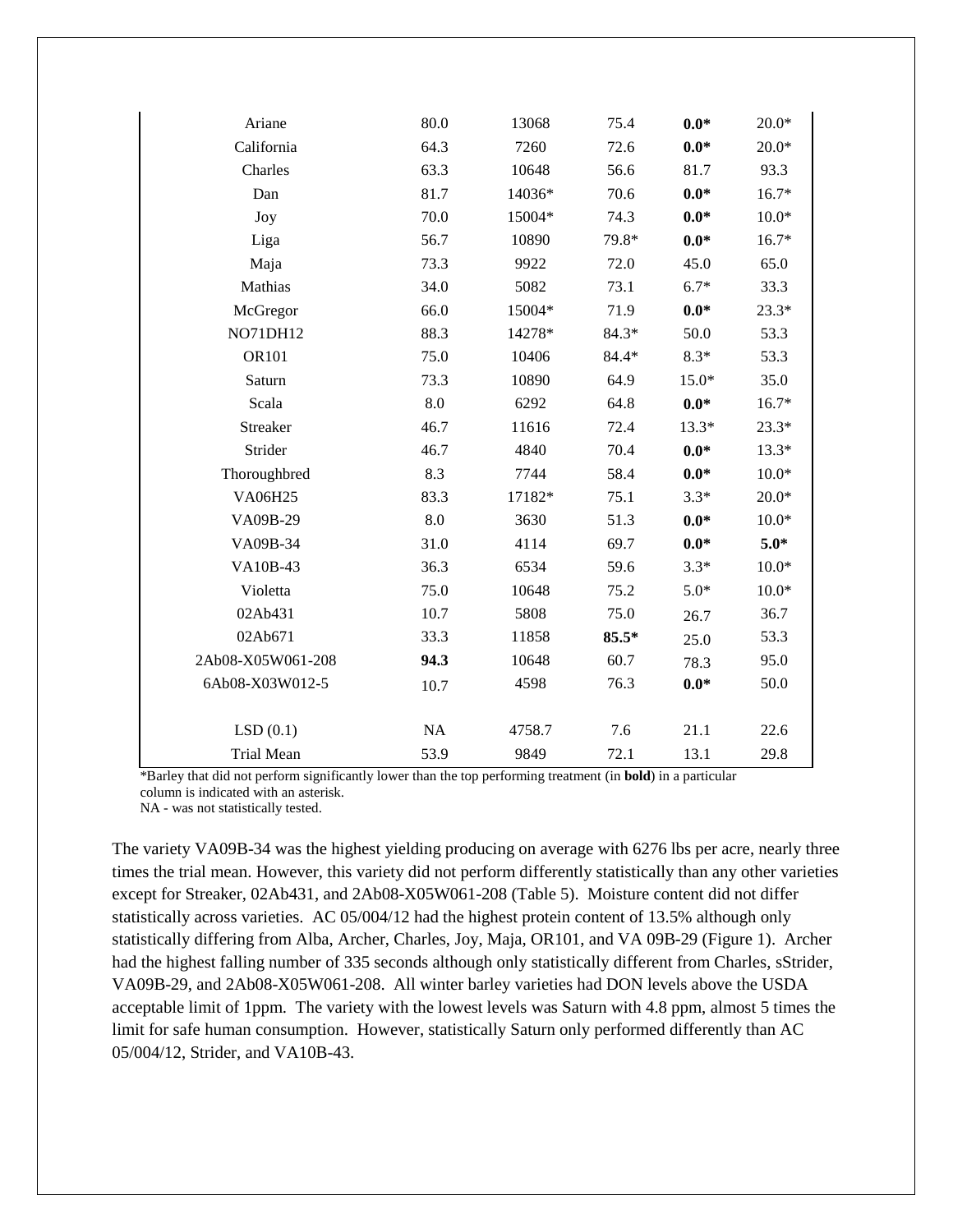| | | | | | |
|---|---|---|---|---|---|
| Ariane | 80.0 | 13068 | 75.4 | **0.0*** | 20.0* |
| California | 64.3 | 7260 | 72.6 | **0.0*** | 20.0* |
| Charles | 63.3 | 10648 | 56.6 | 81.7 | 93.3 |
| Dan | 81.7 | 14036* | 70.6 | **0.0*** | 16.7* |
| Joy | 70.0 | 15004* | 74.3 | **0.0*** | 10.0* |
| Liga | 56.7 | 10890 | 79.8* | **0.0*** | 16.7* |
| Maja | 73.3 | 9922 | 72.0 | 45.0 | 65.0 |
| Mathias | 34.0 | 5082 | 73.1 | 6.7* | 33.3 |
| McGregor | 66.0 | 15004* | 71.9 | **0.0*** | 23.3* |
| NO71DH12 | 88.3 | 14278* | 84.3* | 50.0 | 53.3 |
| OR101 | 75.0 | 10406 | 84.4* | 8.3* | 53.3 |
| Saturn | 73.3 | 10890 | 64.9 | 15.0* | 35.0 |
| Scala | 8.0 | 6292 | 64.8 | **0.0*** | 16.7* |
| Streaker | 46.7 | 11616 | 72.4 | 13.3* | 23.3* |
| Strider | 46.7 | 4840 | 70.4 | **0.0*** | 13.3* |
| Thoroughbred | 8.3 | 7744 | 58.4 | **0.0*** | 10.0* |
| VA06H25 | 83.3 | 17182* | 75.1 | 3.3* | 20.0* |
| VA09B-29 | 8.0 | 3630 | 51.3 | **0.0*** | 10.0* |
| VA09B-34 | 31.0 | 4114 | 69.7 | **0.0*** | **5.0*** |
| VA10B-43 | 36.3 | 6534 | 59.6 | 3.3* | 10.0* |
| Violetta | 75.0 | 10648 | 75.2 | 5.0* | 10.0* |
| 02Ab431 | 10.7 | 5808 | 75.0 | 26.7 | 36.7 |
| 02Ab671 | 33.3 | 11858 | **85.5*** | 25.0 | 53.3 |
| 2Ab08-X05W061-208 | **94.3** | 10648 | 60.7 | 78.3 | 95.0 |
| 6Ab08-X03W012-5 | 10.7 | 4598 | 76.3 | **0.0*** | 50.0 |
| | | | | | |
| LSD (0.1) | NA | 4758.7 | 7.6 | 21.1 | 22.6 |
| Trial Mean | 53.9 | 9849 | 72.1 | 13.1 | 29.8 |

*Barley that did not perform significantly lower than the top performing treatment (in **bold**) in a particular column is indicated with an asterisk.
NA - was not statistically tested.

The variety VA09B-34 was the highest yielding producing on average with 6276 lbs per acre, nearly three times the trial mean. However, this variety did not perform differently statistically than any other varieties except for Streaker, 02Ab431, and 2Ab08-X05W061-208 (Table 5). Moisture content did not differ statistically across varieties. AC 05/004/12 had the highest protein content of 13.5% although only statistically differing from Alba, Archer, Charles, Joy, Maja, OR101, and VA 09B-29 (Figure 1). Archer had the highest falling number of 335 seconds although only statistically different from Charles, sStrider, VA09B-29, and 2Ab08-X05W061-208. All winter barley varieties had DON levels above the USDA acceptable limit of 1ppm. The variety with the lowest levels was Saturn with 4.8 ppm, almost 5 times the limit for safe human consumption. However, statistically Saturn only performed differently than AC 05/004/12, Strider, and VA10B-43.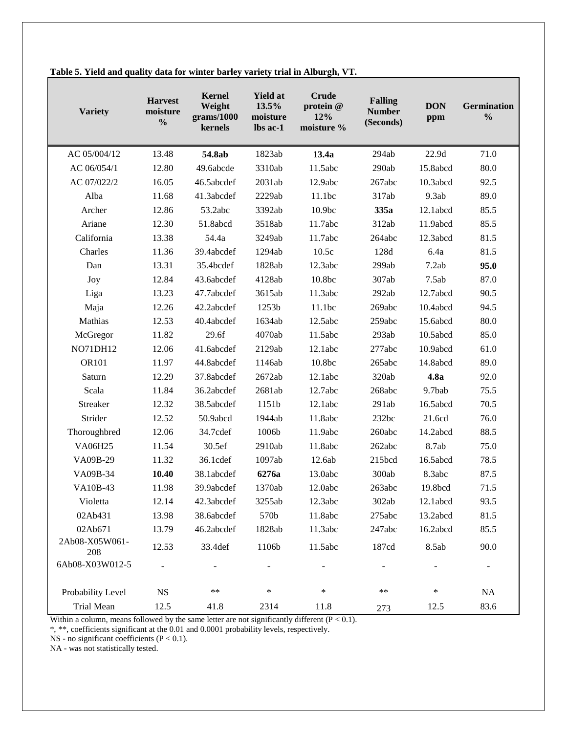**Table 5. Yield and quality data for winter barley variety trial in Alburgh, VT.**

| Variety | Harvest moisture % | Kernel Weight grams/1000 kernels | Yield at 13.5% moisture lbs ac-1 | Crude protein @ 12% moisture % | Falling Number (Seconds) | DON ppm | Germination % |
|---|---|---|---|---|---|---|---|
| AC 05/004/12 | 13.48 | **54.8ab** | 1823ab | **13.4a** | 294ab | 22.9d | 71.0 |
| AC 06/054/1 | 12.80 | 49.6abcde | 3310ab | 11.5abc | 290ab | 15.8abcd | 80.0 |
| AC 07/022/2 | 16.05 | 46.5abcdef | 2031ab | 12.9abc | 267abc | 10.3abcd | 92.5 |
| Alba | 11.68 | 41.3abcdef | 2229ab | 11.1bc | 317ab | 9.3ab | 89.0 |
| Archer | 12.86 | 53.2abc | 3392ab | 10.9bc | **335a** | 12.1abcd | 85.5 |
| Ariane | 12.30 | 51.8abcd | 3518ab | 11.7abc | 312ab | 11.9abcd | 85.5 |
| California | 13.38 | 54.4a | 3249ab | 11.7abc | 264abc | 12.3abcd | 81.5 |
| Charles | 11.36 | 39.4abcdef | 1294ab | 10.5c | 128d | 6.4a | 81.5 |
| Dan | 13.31 | 35.4bcdef | 1828ab | 12.3abc | 299ab | 7.2ab | **95.0** |
| Joy | 12.84 | 43.6abcdef | 4128ab | 10.8bc | 307ab | 7.5ab | 87.0 |
| Liga | 13.23 | 47.7abcdef | 3615ab | 11.3abc | 292ab | 12.7abcd | 90.5 |
| Maja | 12.26 | 42.2abcdef | 1253b | 11.1bc | 269abc | 10.4abcd | 94.5 |
| Mathias | 12.53 | 40.4abcdef | 1634ab | 12.5abc | 259abc | 15.6abcd | 80.0 |
| McGregor | 11.82 | 29.6f | 4070ab | 11.5abc | 293ab | 10.5abcd | 85.0 |
| NO71DH12 | 12.06 | 41.6abcdef | 2129ab | 12.1abc | 277abc | 10.9abcd | 61.0 |
| OR101 | 11.97 | 44.8abcdef | 1146ab | 10.8bc | 265abc | 14.8abcd | 89.0 |
| Saturn | 12.29 | 37.8abcdef | 2672ab | 12.1abc | 320ab | **4.8a** | 92.0 |
| Scala | 11.84 | 36.2abcdef | 2681ab | 12.7abc | 268abc | 9.7bab | 75.5 |
| Streaker | 12.32 | 38.5abcdef | 1151b | 12.1abc | 291ab | 16.5abcd | 70.5 |
| Strider | 12.52 | 50.9abcd | 1944ab | 11.8abc | 232bc | 21.6cd | 76.0 |
| Thoroughbred | 12.06 | 34.7cdef | 1006b | 11.9abc | 260abc | 14.2abcd | 88.5 |
| VA06H25 | 11.54 | 30.5ef | 2910ab | 11.8abc | 262abc | 8.7ab | 75.0 |
| VA09B-29 | 11.32 | 36.1cdef | 1097ab | 12.6ab | 215bcd | 16.5abcd | 78.5 |
| VA09B-34 | **10.40** | 38.1abcdef | **6276a** | 13.0abc | 300ab | 8.3abc | 87.5 |
| VA10B-43 | 11.98 | 39.9abcdef | 1370ab | 12.0abc | 263abc | 19.8bcd | 71.5 |
| Violetta | 12.14 | 42.3abcdef | 3255ab | 12.3abc | 302ab | 12.1abcd | 93.5 |
| 02Ab431 | 13.98 | 38.6abcdef | 570b | 11.8abc | 275abc | 13.2abcd | 81.5 |
| 02Ab671 | 13.79 | 46.2abcdef | 1828ab | 11.3abc | 247abc | 16.2abcd | 85.5 |
| 2Ab08-X05W061-208 | 12.53 | 33.4def | 1106b | 11.5abc | 187cd | 8.5ab | 90.0 |
| 6Ab08-X03W012-5 | - | - | - | - | - | - | - |
| Probability Level | NS | ** | * | * | ** | * | NA |
| Trial Mean | 12.5 | 41.8 | 2314 | 11.8 | 273 | 12.5 | 83.6 |

Within a column, means followed by the same letter are not significantly different ($P < 0.1$).
*, **, coefficients significant at the 0.01 and 0.0001 probability levels, respectively.
NS - no significant coefficients ($P < 0.1$).
NA - was not statistically tested.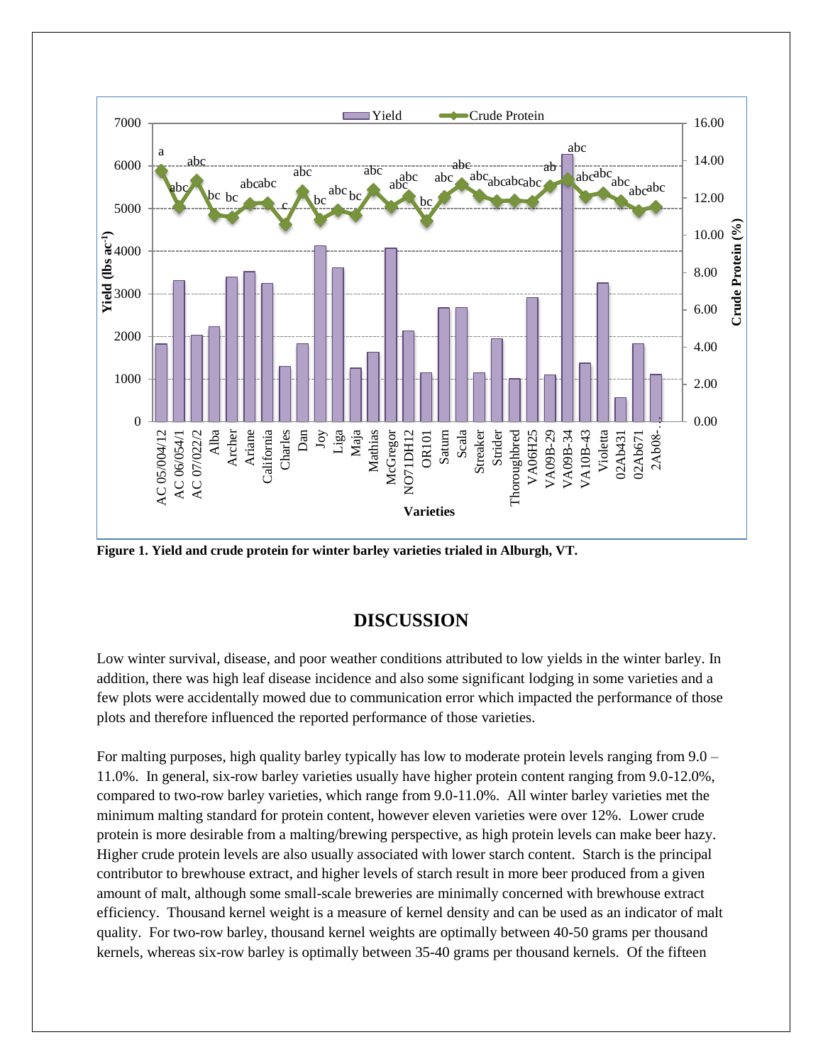**Figure 1. Yield and crude protein for winter barley varieties trialed in Alburgh, VT.**

## DISCUSSION

Low winter survival, disease, and poor weather conditions attributed to low yields in the winter barley. In addition, there was high leaf disease incidence and also some significant lodging in some varieties and a few plots were accidentally mowed due to communication error which impacted the performance of those plots and therefore influenced the reported performance of those varieties.

For malting purposes, high quality barley typically has low to moderate protein levels ranging from 9.0 – 11.0%. In general, six-row barley varieties usually have higher protein content ranging from 9.0-12.0%, compared to two-row barley varieties, which range from 9.0-11.0%. All winter barley varieties met the minimum malting standard for protein content, however eleven varieties were over 12%. Lower crude protein is more desirable from a malting/brewing perspective, as high protein levels can make beer hazy. Higher crude protein levels are also usually associated with lower starch content. Starch is the principal contributor to brewhouse extract, and higher levels of starch result in more beer produced from a given amount of malt, although some small-scale breweries are minimally concerned with brewhouse extract efficiency. Thousand kernel weight is a measure of kernel density and can be used as an indicator of malt quality. For two-row barley, thousand kernel weights are optimally between 40-50 grams per thousand kernels, whereas six-row barley is optimally between 35-40 grams per thousand kernels. Of the fifteen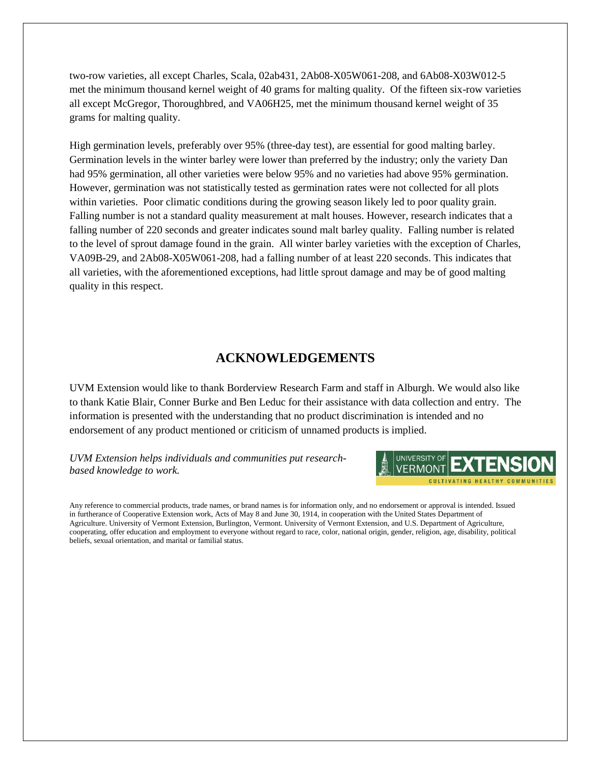two-row varieties, all except Charles, Scala, 02ab431, 2Ab08-X05W061-208, and 6Ab08-X03W012-5 met the minimum thousand kernel weight of 40 grams for malting quality. Of the fifteen six-row varieties all except McGregor, Thoroughbred, and VA06H25, met the minimum thousand kernel weight of 35 grams for malting quality.

High germination levels, preferably over 95% (three-day test), are essential for good malting barley. Germination levels in the winter barley were lower than preferred by the industry; only the variety Dan had 95% germination, all other varieties were below 95% and no varieties had above 95% germination. However, germination was not statistically tested as germination rates were not collected for all plots within varieties. Poor climatic conditions during the growing season likely led to poor quality grain. Falling number is not a standard quality measurement at malt houses. However, research indicates that a falling number of 220 seconds and greater indicates sound malt barley quality. Falling number is related to the level of sprout damage found in the grain. All winter barley varieties with the exception of Charles, VA09B-29, and 2Ab08-X05W061-208, had a falling number of at least 220 seconds. This indicates that all varieties, with the aforementioned exceptions, had little sprout damage and may be of good malting quality in this respect.

## ACKNOWLEDGEMENTS

UVM Extension would like to thank Borderview Research Farm and staff in Alburgh. We would also like to thank Katie Blair, Conner Burke and Ben Leduc for their assistance with data collection and entry. The information is presented with the understanding that no product discrimination is intended and no endorsement of any product mentioned or criticism of unnamed products is implied.

*UVM Extension helps individuals and communities put research-based knowledge to work.*

UNIVERSITY OF VERMONT EXTENSION
CULTIVATING HEALTHY COMMUNITIES

Any reference to commercial products, trade names, or brand names is for information only, and no endorsement or approval is intended. Issued in furtherance of Cooperative Extension work, Acts of May 8 and June 30, 1914, in cooperation with the United States Department of Agriculture. University of Vermont Extension, Burlington, Vermont. University of Vermont Extension, and U.S. Department of Agriculture, cooperating, offer education and employment to everyone without regard to race, color, national origin, gender, religion, age, disability, political beliefs, sexual orientation, and marital or familial status.